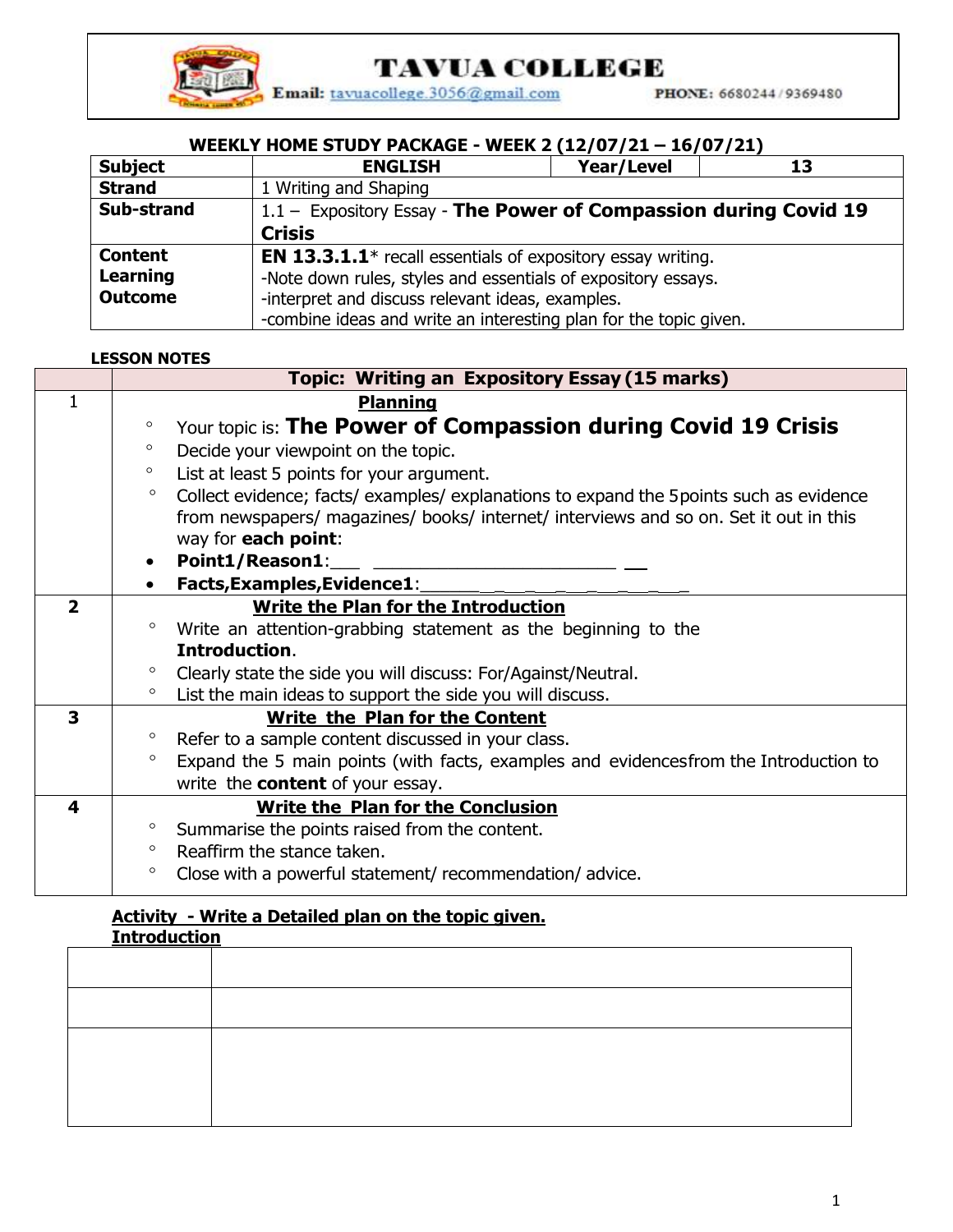# TAVUA COLLEGE

**Email:** tavuacollege.3056@gmail.com **PHONE:** 6680244 / 9369480

**WEEKLY HOME STUDY PACKAGE - WEEK 2 (12/07/21 – 16/07/21)**

| **Subject** | **ENGLISH** | **Year/Level** | **13** |
|---|---|---|---|
| **Strand** | 1 Writing and Shaping | | |
| **Sub-strand** | 1.1 – Expository Essay - **The Power of Compassion during Covid 19 Crisis** | | |
| **Content Learning Outcome** | **EN 13.3.1.1*** recall essentials of expository essay writing.<br>-Note down rules, styles and essentials of expository essays.<br>-interpret and discuss relevant ideas, examples.<br>-combine ideas and write an interesting plan for the topic given. | | |

**LESSON NOTES**

| | **Topic: Writing an Expository Essay (15 marks)** |
|---|---|
| 1 | **Planning**<br>◦ Your topic is: **The Power of Compassion during Covid 19 Crisis**<br>◦ Decide your viewpoint on the topic.<br>◦ List at least 5 points for your argument.<br>◦ Collect evidence; facts/ examples/ explanations to expand the 5points such as evidence from newspapers/ magazines/ books/ internet/ interviews and so on. Set it out in this way for **each point**:<br>• **Point1/Reason1**:___ ________________________ __<br>• **Facts,Examples,Evidence1**:______ _ _ _ _ _ _ _ _ _ _ _ _ |
| **2** | **Write the Plan for the Introduction**<br>◦ Write an attention-grabbing statement as the beginning to the **Introduction**.<br>◦ Clearly state the side you will discuss: For/Against/Neutral.<br>◦ List the main ideas to support the side you will discuss. |
| **3** | **Write the Plan for the Content**<br>◦ Refer to a sample content discussed in your class.<br>◦ Expand the 5 main points (with facts, examples and evidencesfrom the Introduction to write the **content** of your essay. |
| **4** | **Write the Plan for the Conclusion**<br>◦ Summarise the points raised from the content.<br>◦ Reaffirm the stance taken.<br>◦ Close with a powerful statement/ recommendation/ advice. |

**Activity - Write a Detailed plan on the topic given.**

**Introduction**

| | |
|---|---|
| | |
| | |
| | |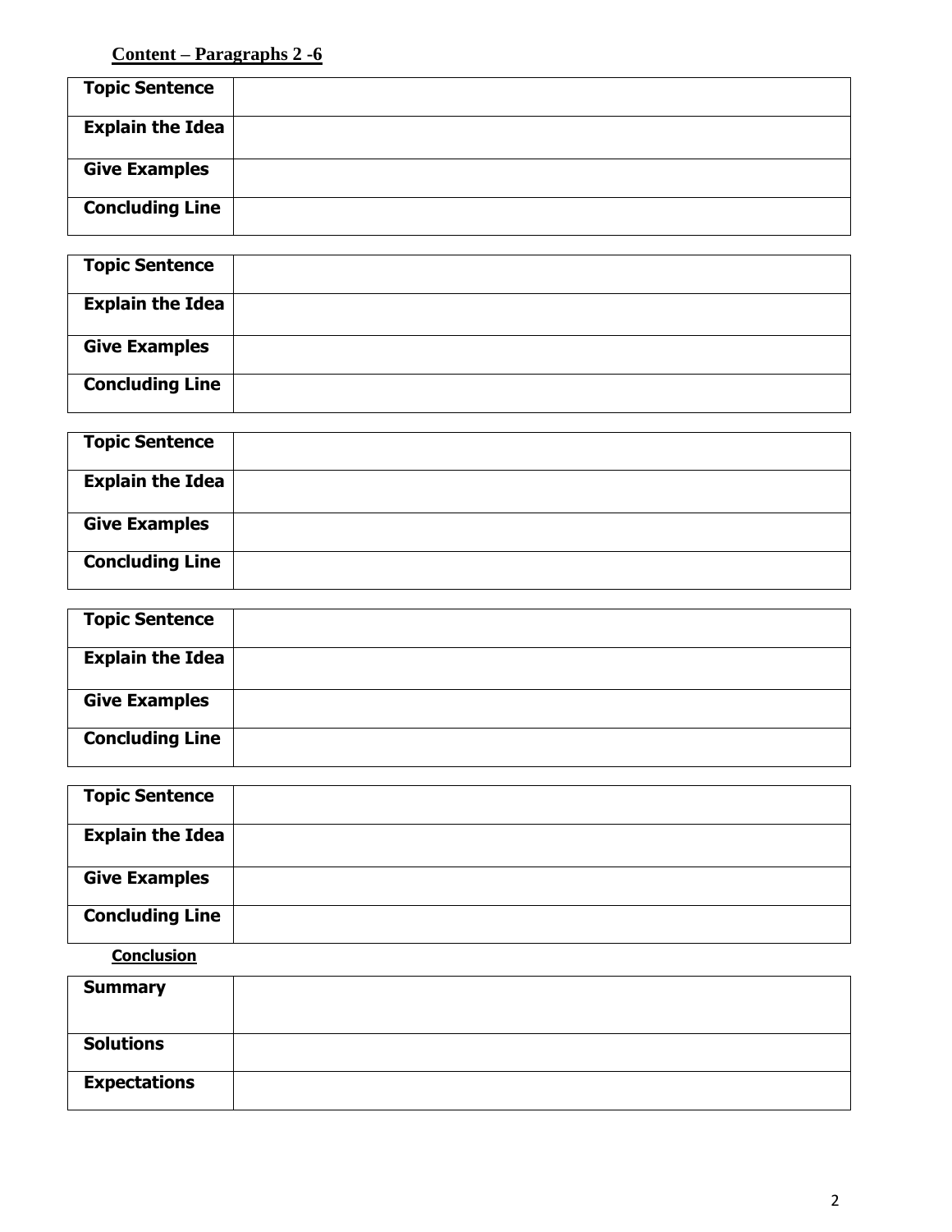## Content – Paragraphs 2 -6

| | |
|---|---|
| **Topic Sentence** | |
| **Explain the Idea** | |
| **Give Examples** | |
| **Concluding Line** | |

| | |
|---|---|
| **Topic Sentence** | |
| **Explain the Idea** | |
| **Give Examples** | |
| **Concluding Line** | |

| | |
|---|---|
| **Topic Sentence** | |
| **Explain the Idea** | |
| **Give Examples** | |
| **Concluding Line** | |

| | |
|---|---|
| **Topic Sentence** | |
| **Explain the Idea** | |
| **Give Examples** | |
| **Concluding Line** | |

| | |
|---|---|
| **Topic Sentence** | |
| **Explain the Idea** | |
| **Give Examples** | |
| **Concluding Line** | |

### Conclusion

| | |
|---|---|
| **Summary** | |
| **Solutions** | |
| **Expectations** | |